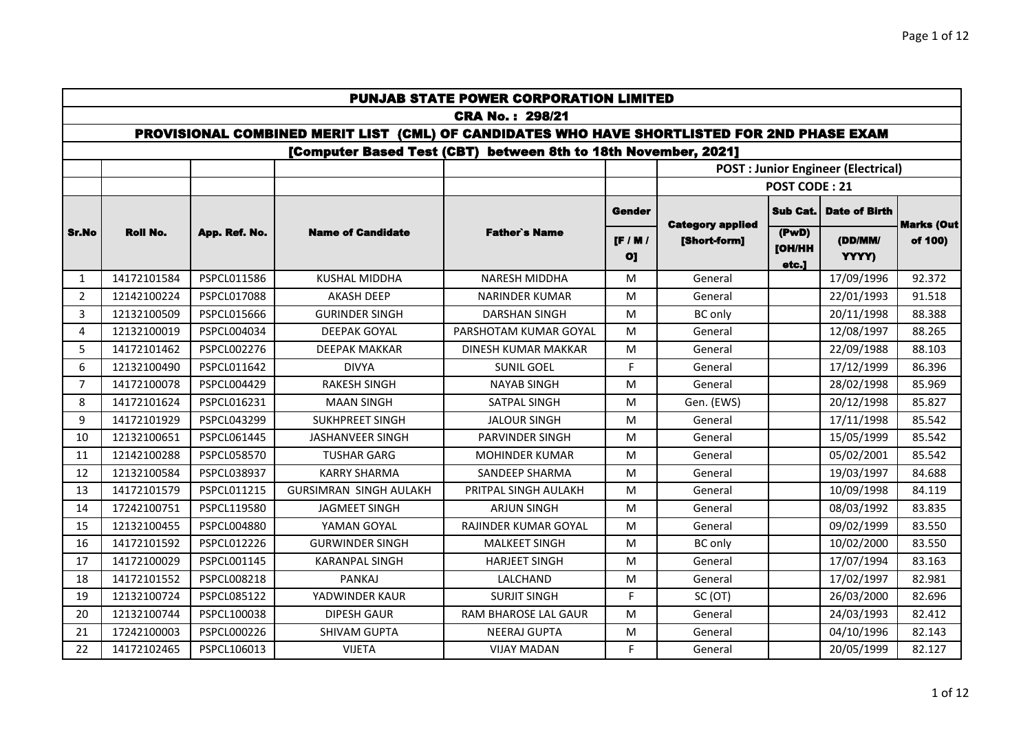| PUNJAB STATE POWER CORPORATION LIMITED | | | | | | | | | |
|---|---|---|---|---|---|---|---|---|---|
| CRA No. : 298/21 | | | | | | | | | |
| PROVISIONAL COMBINED MERIT LIST (CML) OF CANDIDATES WHO HAVE SHORTLISTED FOR 2ND PHASE EXAM | | | | | | | | | |
| [Computer Based Test (CBT) between 8th to 18th November, 2021] | | | | | | | | | |
| | | | | | | POST : Junior Engineer (Electrical) | | | |
| | | | | | | POST CODE : 21 | | | |
| Sr.No | Roll No. | App. Ref. No. | Name of Candidate | Father`s Name | Gender [F / M / O] | Category applied [Short-form] | Sub Cat. (PwD) [OH/HH etc.] | Date of Birth (DD/MM/ YYYY) | Marks (Out of 100) |
| 1 | 14172101584 | PSPCL011586 | KUSHAL MIDDHA | NARESH MIDDHA | M | General | | 17/09/1996 | 92.372 |
| 2 | 12142100224 | PSPCL017088 | AKASH DEEP | NARINDER KUMAR | M | General | | 22/01/1993 | 91.518 |
| 3 | 12132100509 | PSPCL015666 | GURINDER SINGH | DARSHAN SINGH | M | BC only | | 20/11/1998 | 88.388 |
| 4 | 12132100019 | PSPCL004034 | DEEPAK GOYAL | PARSHOTAM KUMAR GOYAL | M | General | | 12/08/1997 | 88.265 |
| 5 | 14172101462 | PSPCL002276 | DEEPAK MAKKAR | DINESH KUMAR MAKKAR | M | General | | 22/09/1988 | 88.103 |
| 6 | 12132100490 | PSPCL011642 | DIVYA | SUNIL GOEL | F | General | | 17/12/1999 | 86.396 |
| 7 | 14172100078 | PSPCL004429 | RAKESH SINGH | NAYAB SINGH | M | General | | 28/02/1998 | 85.969 |
| 8 | 14172101624 | PSPCL016231 | MAAN SINGH | SATPAL SINGH | M | Gen. (EWS) | | 20/12/1998 | 85.827 |
| 9 | 14172101929 | PSPCL043299 | SUKHPREET SINGH | JALOUR SINGH | M | General | | 17/11/1998 | 85.542 |
| 10 | 12132100651 | PSPCL061445 | JASHANVEER SINGH | PARVINDER SINGH | M | General | | 15/05/1999 | 85.542 |
| 11 | 12142100288 | PSPCL058570 | TUSHAR GARG | MOHINDER KUMAR | M | General | | 05/02/2001 | 85.542 |
| 12 | 12132100584 | PSPCL038937 | KARRY SHARMA | SANDEEP SHARMA | M | General | | 19/03/1997 | 84.688 |
| 13 | 14172101579 | PSPCL011215 | GURSIMRAN SINGH AULAKH | PRITPAL SINGH AULAKH | M | General | | 10/09/1998 | 84.119 |
| 14 | 17242100751 | PSPCL119580 | JAGMEET SINGH | ARJUN SINGH | M | General | | 08/03/1992 | 83.835 |
| 15 | 12132100455 | PSPCL004880 | YAMAN GOYAL | RAJINDER KUMAR GOYAL | M | General | | 09/02/1999 | 83.550 |
| 16 | 14172101592 | PSPCL012226 | GURWINDER SINGH | MALKEET SINGH | M | BC only | | 10/02/2000 | 83.550 |
| 17 | 14172100029 | PSPCL001145 | KARANPAL SINGH | HARJEET SINGH | M | General | | 17/07/1994 | 83.163 |
| 18 | 14172101552 | PSPCL008218 | PANKAJ | LALCHAND | M | General | | 17/02/1997 | 82.981 |
| 19 | 12132100724 | PSPCL085122 | YADWINDER KAUR | SURJIT SINGH | F | SC (OT) | | 26/03/2000 | 82.696 |
| 20 | 12132100744 | PSPCL100038 | DIPESH GAUR | RAM BHAROSE LAL GAUR | M | General | | 24/03/1993 | 82.412 |
| 21 | 17242100003 | PSPCL000226 | SHIVAM GUPTA | NEERAJ GUPTA | M | General | | 04/10/1996 | 82.143 |
| 22 | 14172102465 | PSPCL106013 | VIJETA | VIJAY MADAN | F | General | | 20/05/1999 | 82.127 |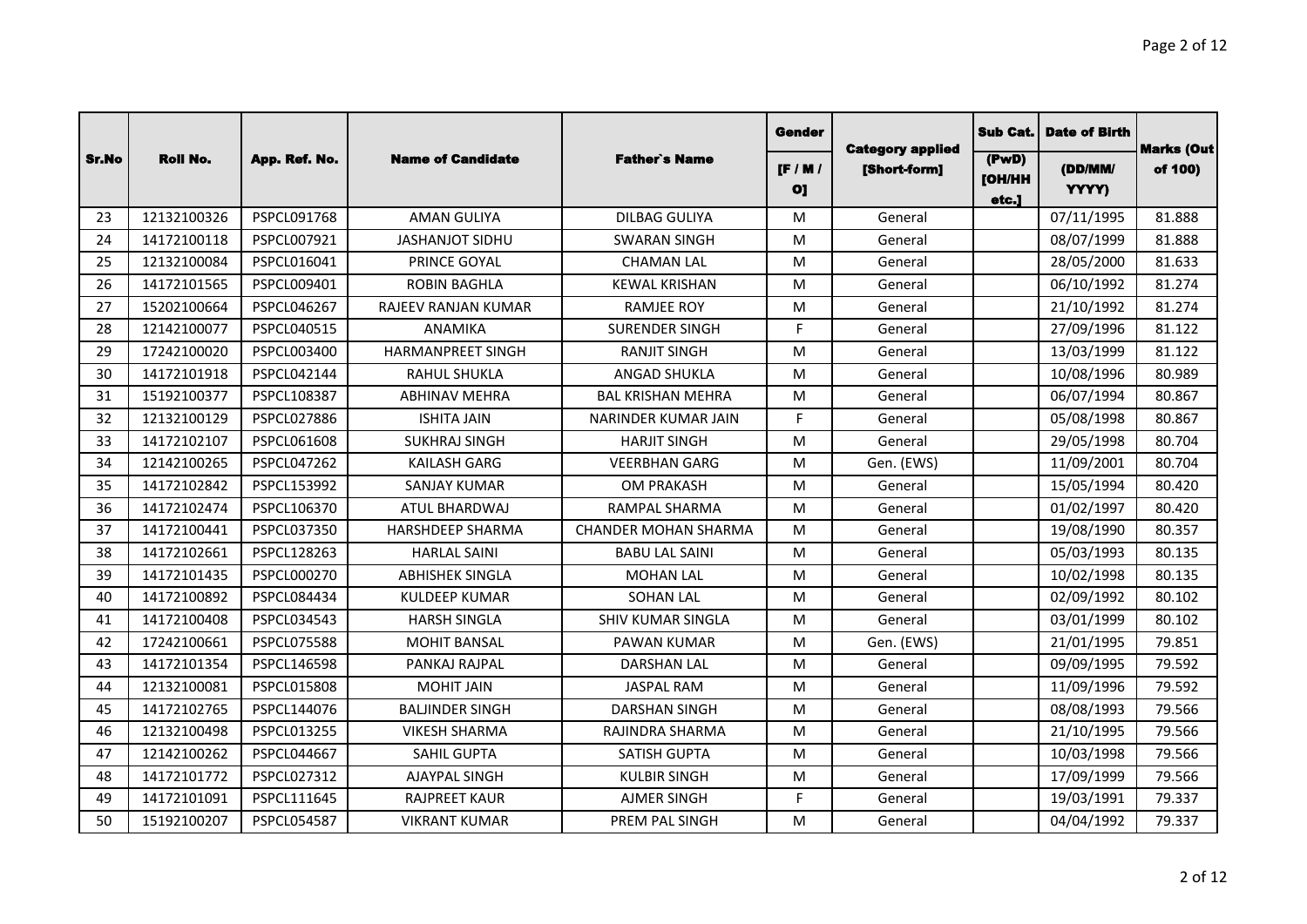| Sr.No | Roll No. | App. Ref. No. | Name of Candidate | Father`s Name | Gender [F / M / O] | Category applied [Short-form] | Sub Cat. (PwD) [OH/HH etc.] | Date of Birth (DD/MM/ YYYY) | Marks (Out of 100) |
|---|---|---|---|---|---|---|---|---|---|
| 23 | 12132100326 | PSPCL091768 | AMAN GULIYA | DILBAG GULIYA | M | General | | 07/11/1995 | 81.888 |
| 24 | 14172100118 | PSPCL007921 | JASHANJOT SIDHU | SWARAN SINGH | M | General | | 08/07/1999 | 81.888 |
| 25 | 12132100084 | PSPCL016041 | PRINCE GOYAL | CHAMAN LAL | M | General | | 28/05/2000 | 81.633 |
| 26 | 14172101565 | PSPCL009401 | ROBIN BAGHLA | KEWAL KRISHAN | M | General | | 06/10/1992 | 81.274 |
| 27 | 15202100664 | PSPCL046267 | RAJEEV RANJAN KUMAR | RAMJEE ROY | M | General | | 21/10/1992 | 81.274 |
| 28 | 12142100077 | PSPCL040515 | ANAMIKA | SURENDER SINGH | F | General | | 27/09/1996 | 81.122 |
| 29 | 17242100020 | PSPCL003400 | HARMANPREET SINGH | RANJIT SINGH | M | General | | 13/03/1999 | 81.122 |
| 30 | 14172101918 | PSPCL042144 | RAHUL SHUKLA | ANGAD SHUKLA | M | General | | 10/08/1996 | 80.989 |
| 31 | 15192100377 | PSPCL108387 | ABHINAV MEHRA | BAL KRISHAN MEHRA | M | General | | 06/07/1994 | 80.867 |
| 32 | 12132100129 | PSPCL027886 | ISHITA JAIN | NARINDER KUMAR JAIN | F | General | | 05/08/1998 | 80.867 |
| 33 | 14172102107 | PSPCL061608 | SUKHRAJ SINGH | HARJIT SINGH | M | General | | 29/05/1998 | 80.704 |
| 34 | 12142100265 | PSPCL047262 | KAILASH GARG | VEERBHAN GARG | M | Gen. (EWS) | | 11/09/2001 | 80.704 |
| 35 | 14172102842 | PSPCL153992 | SANJAY KUMAR | OM PRAKASH | M | General | | 15/05/1994 | 80.420 |
| 36 | 14172102474 | PSPCL106370 | ATUL BHARDWAJ | RAMPAL SHARMA | M | General | | 01/02/1997 | 80.420 |
| 37 | 14172100441 | PSPCL037350 | HARSHDEEP SHARMA | CHANDER MOHAN SHARMA | M | General | | 19/08/1990 | 80.357 |
| 38 | 14172102661 | PSPCL128263 | HARLAL SAINI | BABU LAL SAINI | M | General | | 05/03/1993 | 80.135 |
| 39 | 14172101435 | PSPCL000270 | ABHISHEK SINGLA | MOHAN LAL | M | General | | 10/02/1998 | 80.135 |
| 40 | 14172100892 | PSPCL084434 | KULDEEP KUMAR | SOHAN LAL | M | General | | 02/09/1992 | 80.102 |
| 41 | 14172100408 | PSPCL034543 | HARSH SINGLA | SHIV KUMAR SINGLA | M | General | | 03/01/1999 | 80.102 |
| 42 | 17242100661 | PSPCL075588 | MOHIT BANSAL | PAWAN KUMAR | M | Gen. (EWS) | | 21/01/1995 | 79.851 |
| 43 | 14172101354 | PSPCL146598 | PANKAJ RAJPAL | DARSHAN LAL | M | General | | 09/09/1995 | 79.592 |
| 44 | 12132100081 | PSPCL015808 | MOHIT JAIN | JASPAL RAM | M | General | | 11/09/1996 | 79.592 |
| 45 | 14172102765 | PSPCL144076 | BALJINDER SINGH | DARSHAN SINGH | M | General | | 08/08/1993 | 79.566 |
| 46 | 12132100498 | PSPCL013255 | VIKESH SHARMA | RAJINDRA SHARMA | M | General | | 21/10/1995 | 79.566 |
| 47 | 12142100262 | PSPCL044667 | SAHIL GUPTA | SATISH GUPTA | M | General | | 10/03/1998 | 79.566 |
| 48 | 14172101772 | PSPCL027312 | AJAYPAL SINGH | KULBIR SINGH | M | General | | 17/09/1999 | 79.566 |
| 49 | 14172101091 | PSPCL111645 | RAJPREET KAUR | AJMER SINGH | F | General | | 19/03/1991 | 79.337 |
| 50 | 15192100207 | PSPCL054587 | VIKRANT KUMAR | PREM PAL SINGH | M | General | | 04/04/1992 | 79.337 |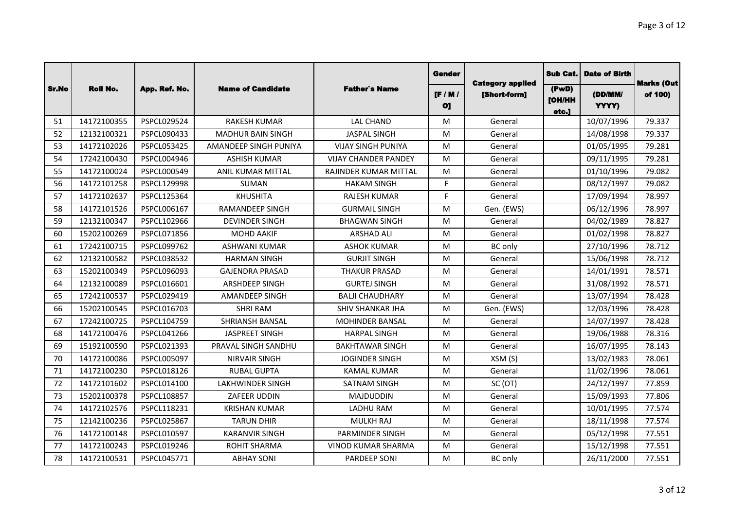| Sr.No | Roll No. | App. Ref. No. | Name of Candidate | Father`s Name | Gender | Category applied | Sub Cat. | Date of Birth | Marks (Out of 100) |
|---|---|---|---|---|---|---|---|---|---|
| | | | | | [F / M / O] | [Short-form] | (PwD) [OH/HH etc.] | (DD/MM/ YYYY) | |
| 51 | 14172100355 | PSPCL029524 | RAKESH KUMAR | LAL CHAND | M | General | | 10/07/1996 | 79.337 |
| 52 | 12132100321 | PSPCL090433 | MADHUR BAIN SINGH | JASPAL SINGH | M | General | | 14/08/1998 | 79.337 |
| 53 | 14172102026 | PSPCL053425 | AMANDEEP SINGH PUNIYA | VIJAY SINGH PUNIYA | M | General | | 01/05/1995 | 79.281 |
| 54 | 17242100430 | PSPCL004946 | ASHISH KUMAR | VIJAY CHANDER PANDEY | M | General | | 09/11/1995 | 79.281 |
| 55 | 14172100024 | PSPCL000549 | ANIL KUMAR MITTAL | RAJINDER KUMAR MITTAL | M | General | | 01/10/1996 | 79.082 |
| 56 | 14172101258 | PSPCL129998 | SUMAN | HAKAM SINGH | F | General | | 08/12/1997 | 79.082 |
| 57 | 14172102637 | PSPCL125364 | KHUSHITA | RAJESH KUMAR | F | General | | 17/09/1994 | 78.997 |
| 58 | 14172101526 | PSPCL006167 | RAMANDEEP SINGH | GURMAIL SINGH | M | Gen. (EWS) | | 06/12/1996 | 78.997 |
| 59 | 12132100347 | PSPCL102966 | DEVINDER SINGH | BHAGWAN SINGH | M | General | | 04/02/1989 | 78.827 |
| 60 | 15202100269 | PSPCL071856 | MOHD AAKIF | ARSHAD ALI | M | General | | 01/02/1998 | 78.827 |
| 61 | 17242100715 | PSPCL099762 | ASHWANI KUMAR | ASHOK KUMAR | M | BC only | | 27/10/1996 | 78.712 |
| 62 | 12132100582 | PSPCL038532 | HARMAN SINGH | GURJIT SINGH | M | General | | 15/06/1998 | 78.712 |
| 63 | 15202100349 | PSPCL096093 | GAJENDRA PRASAD | THAKUR PRASAD | M | General | | 14/01/1991 | 78.571 |
| 64 | 12132100089 | PSPCL016601 | ARSHDEEP SINGH | GURTEJ SINGH | M | General | | 31/08/1992 | 78.571 |
| 65 | 17242100537 | PSPCL029419 | AMANDEEP SINGH | BALJI CHAUDHARY | M | General | | 13/07/1994 | 78.428 |
| 66 | 15202100545 | PSPCL016703 | SHRI RAM | SHIV SHANKAR JHA | M | Gen. (EWS) | | 12/03/1996 | 78.428 |
| 67 | 17242100725 | PSPCL104759 | SHRIANSH BANSAL | MOHINDER BANSAL | M | General | | 14/07/1997 | 78.428 |
| 68 | 14172100476 | PSPCL041266 | JASPREET SINGH | HARPAL SINGH | M | General | | 19/06/1988 | 78.316 |
| 69 | 15192100590 | PSPCL021393 | PRAVAL SINGH SANDHU | BAKHTAWAR SINGH | M | General | | 16/07/1995 | 78.143 |
| 70 | 14172100086 | PSPCL005097 | NIRVAIR SINGH | JOGINDER SINGH | M | XSM (S) | | 13/02/1983 | 78.061 |
| 71 | 14172100230 | PSPCL018126 | RUBAL GUPTA | KAMAL KUMAR | M | General | | 11/02/1996 | 78.061 |
| 72 | 14172101602 | PSPCL014100 | LAKHWINDER SINGH | SATNAM SINGH | M | SC (OT) | | 24/12/1997 | 77.859 |
| 73 | 15202100378 | PSPCL108857 | ZAFEER UDDIN | MAJDUDDIN | M | General | | 15/09/1993 | 77.806 |
| 74 | 14172102576 | PSPCL118231 | KRISHAN KUMAR | LADHU RAM | M | General | | 10/01/1995 | 77.574 |
| 75 | 12142100236 | PSPCL025867 | TARUN DHIR | MULKH RAJ | M | General | | 18/11/1998 | 77.574 |
| 76 | 14172100148 | PSPCL010597 | KARANVIR SINGH | PARMINDER SINGH | M | General | | 05/12/1998 | 77.551 |
| 77 | 14172100243 | PSPCL019246 | ROHIT SHARMA | VINOD KUMAR SHARMA | M | General | | 15/12/1998 | 77.551 |
| 78 | 14172100531 | PSPCL045771 | ABHAY SONI | PARDEEP SONI | M | BC only | | 26/11/2000 | 77.551 |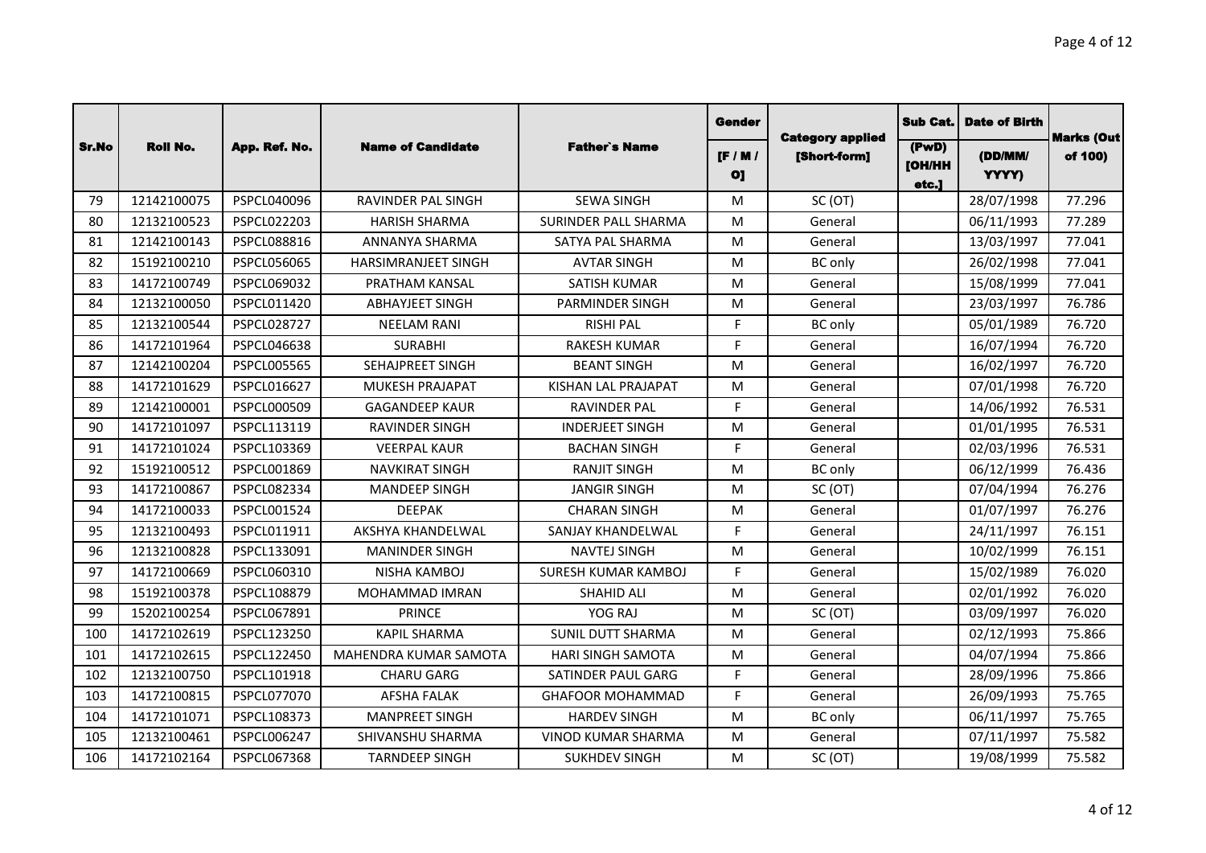| Sr.No | Roll No. | App. Ref. No. | Name of Candidate | Father`s Name | Gender | Category applied | Sub Cat. | Date of Birth | Marks (Out of 100) |
|---|---|---|---|---|---|---|---|---|---|
| | | | | | [F / M / O] | [Short-form] | (PwD) [OH/HH etc.] | (DD/MM/ YYYY) | |
| 79 | 12142100075 | PSPCL040096 | RAVINDER PAL SINGH | SEWA SINGH | M | SC (OT) | | 28/07/1998 | 77.296 |
| 80 | 12132100523 | PSPCL022203 | HARISH SHARMA | SURINDER PALL SHARMA | M | General | | 06/11/1993 | 77.289 |
| 81 | 12142100143 | PSPCL088816 | ANNANYA SHARMA | SATYA PAL SHARMA | M | General | | 13/03/1997 | 77.041 |
| 82 | 15192100210 | PSPCL056065 | HARSIMRANJEET SINGH | AVTAR SINGH | M | BC only | | 26/02/1998 | 77.041 |
| 83 | 14172100749 | PSPCL069032 | PRATHAM KANSAL | SATISH KUMAR | M | General | | 15/08/1999 | 77.041 |
| 84 | 12132100050 | PSPCL011420 | ABHAYJEET SINGH | PARMINDER SINGH | M | General | | 23/03/1997 | 76.786 |
| 85 | 12132100544 | PSPCL028727 | NEELAM RANI | RISHI PAL | F | BC only | | 05/01/1989 | 76.720 |
| 86 | 14172101964 | PSPCL046638 | SURABHI | RAKESH KUMAR | F | General | | 16/07/1994 | 76.720 |
| 87 | 12142100204 | PSPCL005565 | SEHAJPREET SINGH | BEANT SINGH | M | General | | 16/02/1997 | 76.720 |
| 88 | 14172101629 | PSPCL016627 | MUKESH PRAJAPAT | KISHAN LAL PRAJAPAT | M | General | | 07/01/1998 | 76.720 |
| 89 | 12142100001 | PSPCL000509 | GAGANDEEP KAUR | RAVINDER PAL | F | General | | 14/06/1992 | 76.531 |
| 90 | 14172101097 | PSPCL113119 | RAVINDER SINGH | INDERJEET SINGH | M | General | | 01/01/1995 | 76.531 |
| 91 | 14172101024 | PSPCL103369 | VEERPAL KAUR | BACHAN SINGH | F | General | | 02/03/1996 | 76.531 |
| 92 | 15192100512 | PSPCL001869 | NAVKIRAT SINGH | RANJIT SINGH | M | BC only | | 06/12/1999 | 76.436 |
| 93 | 14172100867 | PSPCL082334 | MANDEEP SINGH | JANGIR SINGH | M | SC (OT) | | 07/04/1994 | 76.276 |
| 94 | 14172100033 | PSPCL001524 | DEEPAK | CHARAN SINGH | M | General | | 01/07/1997 | 76.276 |
| 95 | 12132100493 | PSPCL011911 | AKSHYA KHANDELWAL | SANJAY KHANDELWAL | F | General | | 24/11/1997 | 76.151 |
| 96 | 12132100828 | PSPCL133091 | MANINDER SINGH | NAVTEJ SINGH | M | General | | 10/02/1999 | 76.151 |
| 97 | 14172100669 | PSPCL060310 | NISHA KAMBOJ | SURESH KUMAR KAMBOJ | F | General | | 15/02/1989 | 76.020 |
| 98 | 15192100378 | PSPCL108879 | MOHAMMAD IMRAN | SHAHID ALI | M | General | | 02/01/1992 | 76.020 |
| 99 | 15202100254 | PSPCL067891 | PRINCE | YOG RAJ | M | SC (OT) | | 03/09/1997 | 76.020 |
| 100 | 14172102619 | PSPCL123250 | KAPIL SHARMA | SUNIL DUTT SHARMA | M | General | | 02/12/1993 | 75.866 |
| 101 | 14172102615 | PSPCL122450 | MAHENDRA KUMAR SAMOTA | HARI SINGH SAMOTA | M | General | | 04/07/1994 | 75.866 |
| 102 | 12132100750 | PSPCL101918 | CHARU GARG | SATINDER PAUL GARG | F | General | | 28/09/1996 | 75.866 |
| 103 | 14172100815 | PSPCL077070 | AFSHA FALAK | GHAFOOR MOHAMMAD | F | General | | 26/09/1993 | 75.765 |
| 104 | 14172101071 | PSPCL108373 | MANPREET SINGH | HARDEV SINGH | M | BC only | | 06/11/1997 | 75.765 |
| 105 | 12132100461 | PSPCL006247 | SHIVANSHU SHARMA | VINOD KUMAR SHARMA | M | General | | 07/11/1997 | 75.582 |
| 106 | 14172102164 | PSPCL067368 | TARNDEEP SINGH | SUKHDEV SINGH | M | SC (OT) | | 19/08/1999 | 75.582 |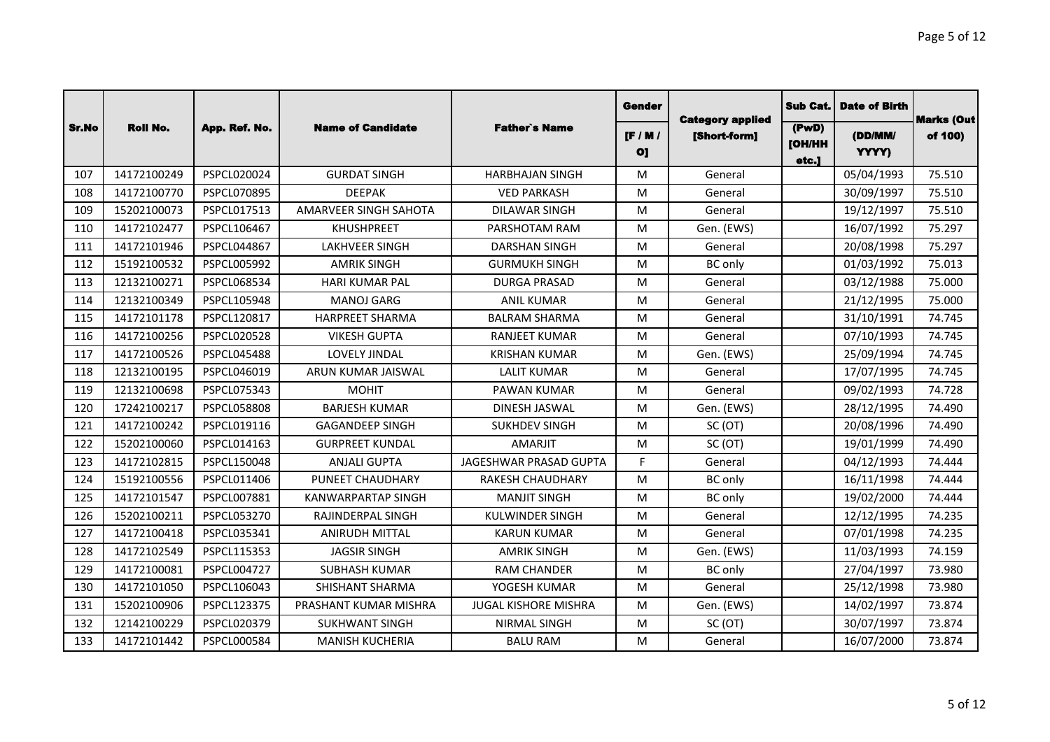| Sr.No | Roll No. | App. Ref. No. | Name of Candidate | Father`s Name | Gender [F / M / O] | Category applied [Short-form] | Sub Cat. (PwD) [OH/HH etc.] | Date of Birth (DD/MM/ YYYY) | Marks (Out of 100) |
|---|---|---|---|---|---|---|---|---|---|
| 107 | 14172100249 | PSPCL020024 | GURDAT SINGH | HARBHAJAN SINGH | M | General | | 05/04/1993 | 75.510 |
| 108 | 14172100770 | PSPCL070895 | DEEPAK | VED PARKASH | M | General | | 30/09/1997 | 75.510 |
| 109 | 15202100073 | PSPCL017513 | AMARVEER SINGH SAHOTA | DILAWAR SINGH | M | General | | 19/12/1997 | 75.510 |
| 110 | 14172102477 | PSPCL106467 | KHUSHPREET | PARSHOTAM RAM | M | Gen. (EWS) | | 16/07/1992 | 75.297 |
| 111 | 14172101946 | PSPCL044867 | LAKHVEER SINGH | DARSHAN SINGH | M | General | | 20/08/1998 | 75.297 |
| 112 | 15192100532 | PSPCL005992 | AMRIK SINGH | GURMUKH SINGH | M | BC only | | 01/03/1992 | 75.013 |
| 113 | 12132100271 | PSPCL068534 | HARI KUMAR PAL | DURGA PRASAD | M | General | | 03/12/1988 | 75.000 |
| 114 | 12132100349 | PSPCL105948 | MANOJ GARG | ANIL KUMAR | M | General | | 21/12/1995 | 75.000 |
| 115 | 14172101178 | PSPCL120817 | HARPREET SHARMA | BALRAM SHARMA | M | General | | 31/10/1991 | 74.745 |
| 116 | 14172100256 | PSPCL020528 | VIKESH GUPTA | RANJEET KUMAR | M | General | | 07/10/1993 | 74.745 |
| 117 | 14172100526 | PSPCL045488 | LOVELY JINDAL | KRISHAN KUMAR | M | Gen. (EWS) | | 25/09/1994 | 74.745 |
| 118 | 12132100195 | PSPCL046019 | ARUN KUMAR JAISWAL | LALIT KUMAR | M | General | | 17/07/1995 | 74.745 |
| 119 | 12132100698 | PSPCL075343 | MOHIT | PAWAN KUMAR | M | General | | 09/02/1993 | 74.728 |
| 120 | 17242100217 | PSPCL058808 | BARJESH KUMAR | DINESH JASWAL | M | Gen. (EWS) | | 28/12/1995 | 74.490 |
| 121 | 14172100242 | PSPCL019116 | GAGANDEEP SINGH | SUKHDEV SINGH | M | SC (OT) | | 20/08/1996 | 74.490 |
| 122 | 15202100060 | PSPCL014163 | GURPREET KUNDAL | AMARJIT | M | SC (OT) | | 19/01/1999 | 74.490 |
| 123 | 14172102815 | PSPCL150048 | ANJALI GUPTA | JAGESHWAR PRASAD GUPTA | F | General | | 04/12/1993 | 74.444 |
| 124 | 15192100556 | PSPCL011406 | PUNEET CHAUDHARY | RAKESH CHAUDHARY | M | BC only | | 16/11/1998 | 74.444 |
| 125 | 14172101547 | PSPCL007881 | KANWARPARTAP SINGH | MANJIT SINGH | M | BC only | | 19/02/2000 | 74.444 |
| 126 | 15202100211 | PSPCL053270 | RAJINDERPAL SINGH | KULWINDER SINGH | M | General | | 12/12/1995 | 74.235 |
| 127 | 14172100418 | PSPCL035341 | ANIRUDH MITTAL | KARUN KUMAR | M | General | | 07/01/1998 | 74.235 |
| 128 | 14172102549 | PSPCL115353 | JAGSIR SINGH | AMRIK SINGH | M | Gen. (EWS) | | 11/03/1993 | 74.159 |
| 129 | 14172100081 | PSPCL004727 | SUBHASH KUMAR | RAM CHANDER | M | BC only | | 27/04/1997 | 73.980 |
| 130 | 14172101050 | PSPCL106043 | SHISHANT SHARMA | YOGESH KUMAR | M | General | | 25/12/1998 | 73.980 |
| 131 | 15202100906 | PSPCL123375 | PRASHANT KUMAR MISHRA | JUGAL KISHORE MISHRA | M | Gen. (EWS) | | 14/02/1997 | 73.874 |
| 132 | 12142100229 | PSPCL020379 | SUKHWANT SINGH | NIRMAL SINGH | M | SC (OT) | | 30/07/1997 | 73.874 |
| 133 | 14172101442 | PSPCL000584 | MANISH KUCHERIA | BALU RAM | M | General | | 16/07/2000 | 73.874 |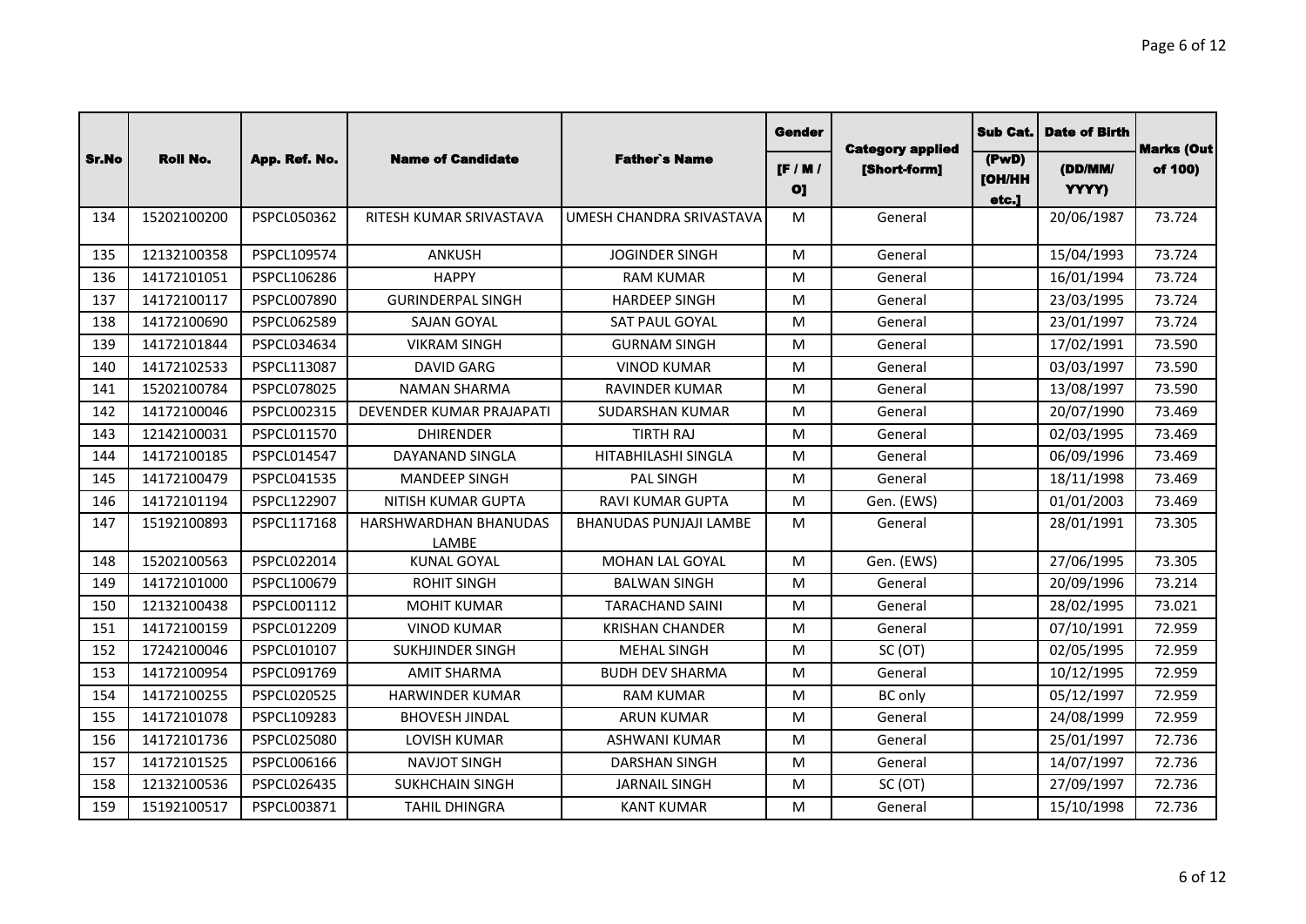| Sr.No | Roll No. | App. Ref. No. | Name of Candidate | Father`s Name | Gender [F / M / O] | Category applied [Short-form] | Sub Cat. (PwD) [OH/HH etc.] | Date of Birth (DD/MM/YYYY) | Marks (Out of 100) |
|---|---|---|---|---|---|---|---|---|---|
| 134 | 15202100200 | PSPCL050362 | RITESH KUMAR SRIVASTAVA | UMESH CHANDRA SRIVASTAVA | M | General | | 20/06/1987 | 73.724 |
| 135 | 12132100358 | PSPCL109574 | ANKUSH | JOGINDER SINGH | M | General | | 15/04/1993 | 73.724 |
| 136 | 14172101051 | PSPCL106286 | HAPPY | RAM KUMAR | M | General | | 16/01/1994 | 73.724 |
| 137 | 14172100117 | PSPCL007890 | GURINDERPAL SINGH | HARDEEP SINGH | M | General | | 23/03/1995 | 73.724 |
| 138 | 14172100690 | PSPCL062589 | SAJAN GOYAL | SAT PAUL GOYAL | M | General | | 23/01/1997 | 73.724 |
| 139 | 14172101844 | PSPCL034634 | VIKRAM SINGH | GURNAM SINGH | M | General | | 17/02/1991 | 73.590 |
| 140 | 14172102533 | PSPCL113087 | DAVID GARG | VINOD KUMAR | M | General | | 03/03/1997 | 73.590 |
| 141 | 15202100784 | PSPCL078025 | NAMAN SHARMA | RAVINDER KUMAR | M | General | | 13/08/1997 | 73.590 |
| 142 | 14172100046 | PSPCL002315 | DEVENDER KUMAR PRAJAPATI | SUDARSHAN KUMAR | M | General | | 20/07/1990 | 73.469 |
| 143 | 12142100031 | PSPCL011570 | DHIRENDER | TIRTH RAJ | M | General | | 02/03/1995 | 73.469 |
| 144 | 14172100185 | PSPCL014547 | DAYANAND SINGLA | HITABHILASHI SINGLA | M | General | | 06/09/1996 | 73.469 |
| 145 | 14172100479 | PSPCL041535 | MANDEEP SINGH | PAL SINGH | M | General | | 18/11/1998 | 73.469 |
| 146 | 14172101194 | PSPCL122907 | NITISH KUMAR GUPTA | RAVI KUMAR GUPTA | M | Gen. (EWS) | | 01/01/2003 | 73.469 |
| 147 | 15192100893 | PSPCL117168 | HARSHWARDHAN BHANUDAS LAMBE | BHANUDAS PUNJAJI LAMBE | M | General | | 28/01/1991 | 73.305 |
| 148 | 15202100563 | PSPCL022014 | KUNAL GOYAL | MOHAN LAL GOYAL | M | Gen. (EWS) | | 27/06/1995 | 73.305 |
| 149 | 14172101000 | PSPCL100679 | ROHIT SINGH | BALWAN SINGH | M | General | | 20/09/1996 | 73.214 |
| 150 | 12132100438 | PSPCL001112 | MOHIT KUMAR | TARACHAND SAINI | M | General | | 28/02/1995 | 73.021 |
| 151 | 14172100159 | PSPCL012209 | VINOD KUMAR | KRISHAN CHANDER | M | General | | 07/10/1991 | 72.959 |
| 152 | 17242100046 | PSPCL010107 | SUKHJINDER SINGH | MEHAL SINGH | M | SC (OT) | | 02/05/1995 | 72.959 |
| 153 | 14172100954 | PSPCL091769 | AMIT SHARMA | BUDH DEV SHARMA | M | General | | 10/12/1995 | 72.959 |
| 154 | 14172100255 | PSPCL020525 | HARWINDER KUMAR | RAM KUMAR | M | BC only | | 05/12/1997 | 72.959 |
| 155 | 14172101078 | PSPCL109283 | BHOVESH JINDAL | ARUN KUMAR | M | General | | 24/08/1999 | 72.959 |
| 156 | 14172101736 | PSPCL025080 | LOVISH KUMAR | ASHWANI KUMAR | M | General | | 25/01/1997 | 72.736 |
| 157 | 14172101525 | PSPCL006166 | NAVJOT SINGH | DARSHAN SINGH | M | General | | 14/07/1997 | 72.736 |
| 158 | 12132100536 | PSPCL026435 | SUKHCHAIN SINGH | JARNAIL SINGH | M | SC (OT) | | 27/09/1997 | 72.736 |
| 159 | 15192100517 | PSPCL003871 | TAHIL DHINGRA | KANT KUMAR | M | General | | 15/10/1998 | 72.736 |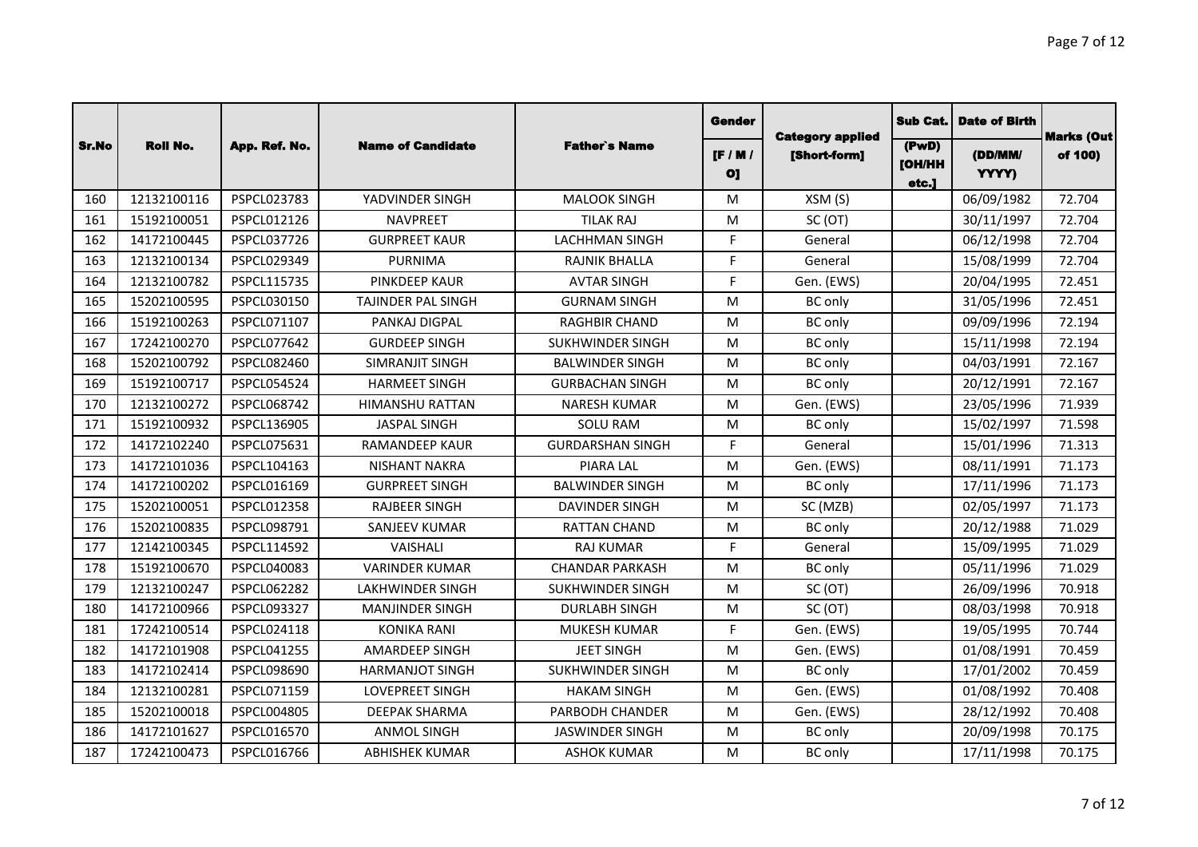| Sr.No | Roll No. | App. Ref. No. | Name of Candidate | Father`s Name | Gender | Category applied | Sub Cat. | Date of Birth | Marks (Out of 100) |
|---|---|---|---|---|---|---|---|---|---|
| | | | | | [F / M / O] | [Short-form] | (PwD) [OH/HH etc.] | (DD/MM/ YYYY) | |
| 160 | 12132100116 | PSPCL023783 | YADVINDER SINGH | MALOOK SINGH | M | XSM (S) | | 06/09/1982 | 72.704 |
| 161 | 15192100051 | PSPCL012126 | NAVPREET | TILAK RAJ | M | SC (OT) | | 30/11/1997 | 72.704 |
| 162 | 14172100445 | PSPCL037726 | GURPREET KAUR | LACHHMAN SINGH | F | General | | 06/12/1998 | 72.704 |
| 163 | 12132100134 | PSPCL029349 | PURNIMA | RAJNIK BHALLA | F | General | | 15/08/1999 | 72.704 |
| 164 | 12132100782 | PSPCL115735 | PINKDEEP KAUR | AVTAR SINGH | F | Gen. (EWS) | | 20/04/1995 | 72.451 |
| 165 | 15202100595 | PSPCL030150 | TAJINDER PAL SINGH | GURNAM SINGH | M | BC only | | 31/05/1996 | 72.451 |
| 166 | 15192100263 | PSPCL071107 | PANKAJ DIGPAL | RAGHBIR CHAND | M | BC only | | 09/09/1996 | 72.194 |
| 167 | 17242100270 | PSPCL077642 | GURDEEP SINGH | SUKHWINDER SINGH | M | BC only | | 15/11/1998 | 72.194 |
| 168 | 15202100792 | PSPCL082460 | SIMRANJIT SINGH | BALWINDER SINGH | M | BC only | | 04/03/1991 | 72.167 |
| 169 | 15192100717 | PSPCL054524 | HARMEET SINGH | GURBACHAN SINGH | M | BC only | | 20/12/1991 | 72.167 |
| 170 | 12132100272 | PSPCL068742 | HIMANSHU RATTAN | NARESH KUMAR | M | Gen. (EWS) | | 23/05/1996 | 71.939 |
| 171 | 15192100932 | PSPCL136905 | JASPAL SINGH | SOLU RAM | M | BC only | | 15/02/1997 | 71.598 |
| 172 | 14172102240 | PSPCL075631 | RAMANDEEP KAUR | GURDARSHAN SINGH | F | General | | 15/01/1996 | 71.313 |
| 173 | 14172101036 | PSPCL104163 | NISHANT NAKRA | PIARA LAL | M | Gen. (EWS) | | 08/11/1991 | 71.173 |
| 174 | 14172100202 | PSPCL016169 | GURPREET SINGH | BALWINDER SINGH | M | BC only | | 17/11/1996 | 71.173 |
| 175 | 15202100051 | PSPCL012358 | RAJBEER SINGH | DAVINDER SINGH | M | SC (MZB) | | 02/05/1997 | 71.173 |
| 176 | 15202100835 | PSPCL098791 | SANJEEV KUMAR | RATTAN CHAND | M | BC only | | 20/12/1988 | 71.029 |
| 177 | 12142100345 | PSPCL114592 | VAISHALI | RAJ KUMAR | F | General | | 15/09/1995 | 71.029 |
| 178 | 15192100670 | PSPCL040083 | VARINDER KUMAR | CHANDAR PARKASH | M | BC only | | 05/11/1996 | 71.029 |
| 179 | 12132100247 | PSPCL062282 | LAKHWINDER SINGH | SUKHWINDER SINGH | M | SC (OT) | | 26/09/1996 | 70.918 |
| 180 | 14172100966 | PSPCL093327 | MANJINDER SINGH | DURLABH SINGH | M | SC (OT) | | 08/03/1998 | 70.918 |
| 181 | 17242100514 | PSPCL024118 | KONIKA RANI | MUKESH KUMAR | F | Gen. (EWS) | | 19/05/1995 | 70.744 |
| 182 | 14172101908 | PSPCL041255 | AMARDEEP SINGH | JEET SINGH | M | Gen. (EWS) | | 01/08/1991 | 70.459 |
| 183 | 14172102414 | PSPCL098690 | HARMANJOT SINGH | SUKHWINDER SINGH | M | BC only | | 17/01/2002 | 70.459 |
| 184 | 12132100281 | PSPCL071159 | LOVEPREET SINGH | HAKAM SINGH | M | Gen. (EWS) | | 01/08/1992 | 70.408 |
| 185 | 15202100018 | PSPCL004805 | DEEPAK SHARMA | PARBODH CHANDER | M | Gen. (EWS) | | 28/12/1992 | 70.408 |
| 186 | 14172101627 | PSPCL016570 | ANMOL SINGH | JASWINDER SINGH | M | BC only | | 20/09/1998 | 70.175 |
| 187 | 17242100473 | PSPCL016766 | ABHISHEK KUMAR | ASHOK KUMAR | M | BC only | | 17/11/1998 | 70.175 |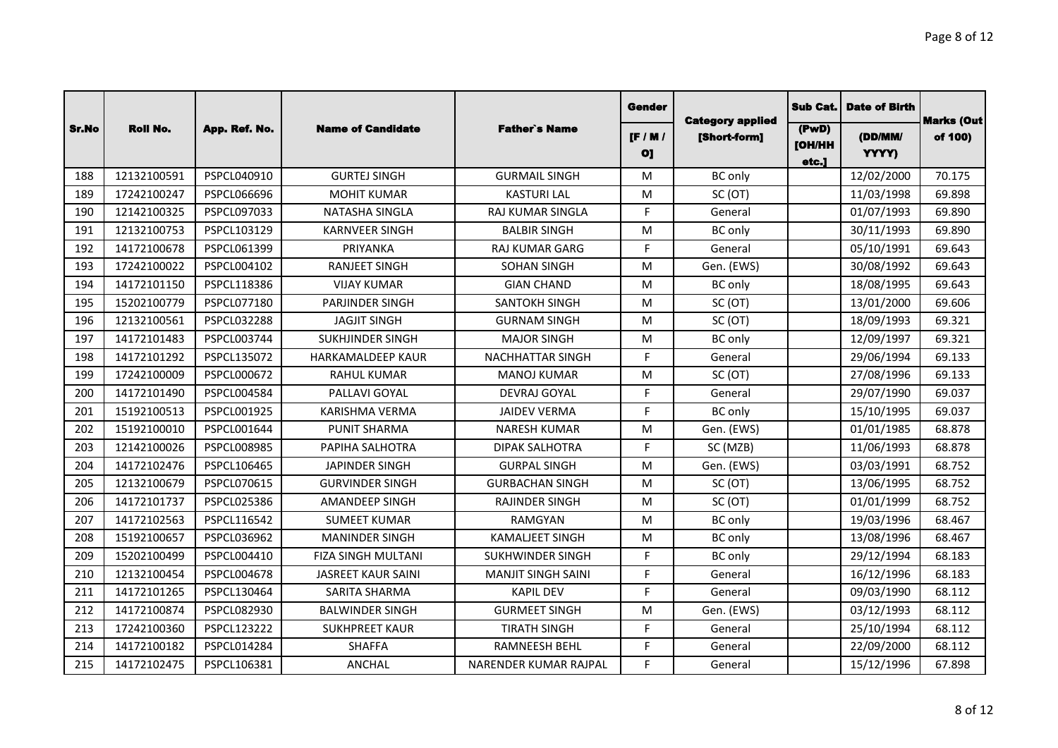| Sr.No | Roll No. | App. Ref. No. | Name of Candidate | Father`s Name | Gender [F / M / O] | Category applied [Short-form] | Sub Cat. (PwD) [OH/HH etc.] | Date of Birth (DD/MM/ YYYY) | Marks (Out of 100) |
|---|---|---|---|---|---|---|---|---|---|
| 188 | 12132100591 | PSPCL040910 | GURTEJ SINGH | GURMAIL SINGH | M | BC only | | 12/02/2000 | 70.175 |
| 189 | 17242100247 | PSPCL066696 | MOHIT KUMAR | KASTURI LAL | M | SC (OT) | | 11/03/1998 | 69.898 |
| 190 | 12142100325 | PSPCL097033 | NATASHA SINGLA | RAJ KUMAR SINGLA | F | General | | 01/07/1993 | 69.890 |
| 191 | 12132100753 | PSPCL103129 | KARNVEER SINGH | BALBIR SINGH | M | BC only | | 30/11/1993 | 69.890 |
| 192 | 14172100678 | PSPCL061399 | PRIYANKA | RAJ KUMAR GARG | F | General | | 05/10/1991 | 69.643 |
| 193 | 17242100022 | PSPCL004102 | RANJEET SINGH | SOHAN SINGH | M | Gen. (EWS) | | 30/08/1992 | 69.643 |
| 194 | 14172101150 | PSPCL118386 | VIJAY KUMAR | GIAN CHAND | M | BC only | | 18/08/1995 | 69.643 |
| 195 | 15202100779 | PSPCL077180 | PARJINDER SINGH | SANTOKH SINGH | M | SC (OT) | | 13/01/2000 | 69.606 |
| 196 | 12132100561 | PSPCL032288 | JAGJIT SINGH | GURNAM SINGH | M | SC (OT) | | 18/09/1993 | 69.321 |
| 197 | 14172101483 | PSPCL003744 | SUKHJINDER SINGH | MAJOR SINGH | M | BC only | | 12/09/1997 | 69.321 |
| 198 | 14172101292 | PSPCL135072 | HARKAMALDEEP KAUR | NACHHATTAR SINGH | F | General | | 29/06/1994 | 69.133 |
| 199 | 17242100009 | PSPCL000672 | RAHUL KUMAR | MANOJ KUMAR | M | SC (OT) | | 27/08/1996 | 69.133 |
| 200 | 14172101490 | PSPCL004584 | PALLAVI GOYAL | DEVRAJ GOYAL | F | General | | 29/07/1990 | 69.037 |
| 201 | 15192100513 | PSPCL001925 | KARISHMA VERMA | JAIDEV VERMA | F | BC only | | 15/10/1995 | 69.037 |
| 202 | 15192100010 | PSPCL001644 | PUNIT SHARMA | NARESH KUMAR | M | Gen. (EWS) | | 01/01/1985 | 68.878 |
| 203 | 12142100026 | PSPCL008985 | PAPIHA SALHOTRA | DIPAK SALHOTRA | F | SC (MZB) | | 11/06/1993 | 68.878 |
| 204 | 14172102476 | PSPCL106465 | JAPINDER SINGH | GURPAL SINGH | M | Gen. (EWS) | | 03/03/1991 | 68.752 |
| 205 | 12132100679 | PSPCL070615 | GURVINDER SINGH | GURBACHAN SINGH | M | SC (OT) | | 13/06/1995 | 68.752 |
| 206 | 14172101737 | PSPCL025386 | AMANDEEP SINGH | RAJINDER SINGH | M | SC (OT) | | 01/01/1999 | 68.752 |
| 207 | 14172102563 | PSPCL116542 | SUMEET KUMAR | RAMGYAN | M | BC only | | 19/03/1996 | 68.467 |
| 208 | 15192100657 | PSPCL036962 | MANINDER SINGH | KAMALJEET SINGH | M | BC only | | 13/08/1996 | 68.467 |
| 209 | 15202100499 | PSPCL004410 | FIZA SINGH MULTANI | SUKHWINDER SINGH | F | BC only | | 29/12/1994 | 68.183 |
| 210 | 12132100454 | PSPCL004678 | JASREET KAUR SAINI | MANJIT SINGH SAINI | F | General | | 16/12/1996 | 68.183 |
| 211 | 14172101265 | PSPCL130464 | SARITA SHARMA | KAPIL DEV | F | General | | 09/03/1990 | 68.112 |
| 212 | 14172100874 | PSPCL082930 | BALWINDER SINGH | GURMEET SINGH | M | Gen. (EWS) | | 03/12/1993 | 68.112 |
| 213 | 17242100360 | PSPCL123222 | SUKHPREET KAUR | TIRATH SINGH | F | General | | 25/10/1994 | 68.112 |
| 214 | 14172100182 | PSPCL014284 | SHAFFA | RAMNEESH BEHL | F | General | | 22/09/2000 | 68.112 |
| 215 | 14172102475 | PSPCL106381 | ANCHAL | NARENDER KUMAR RAJPAL | F | General | | 15/12/1996 | 67.898 |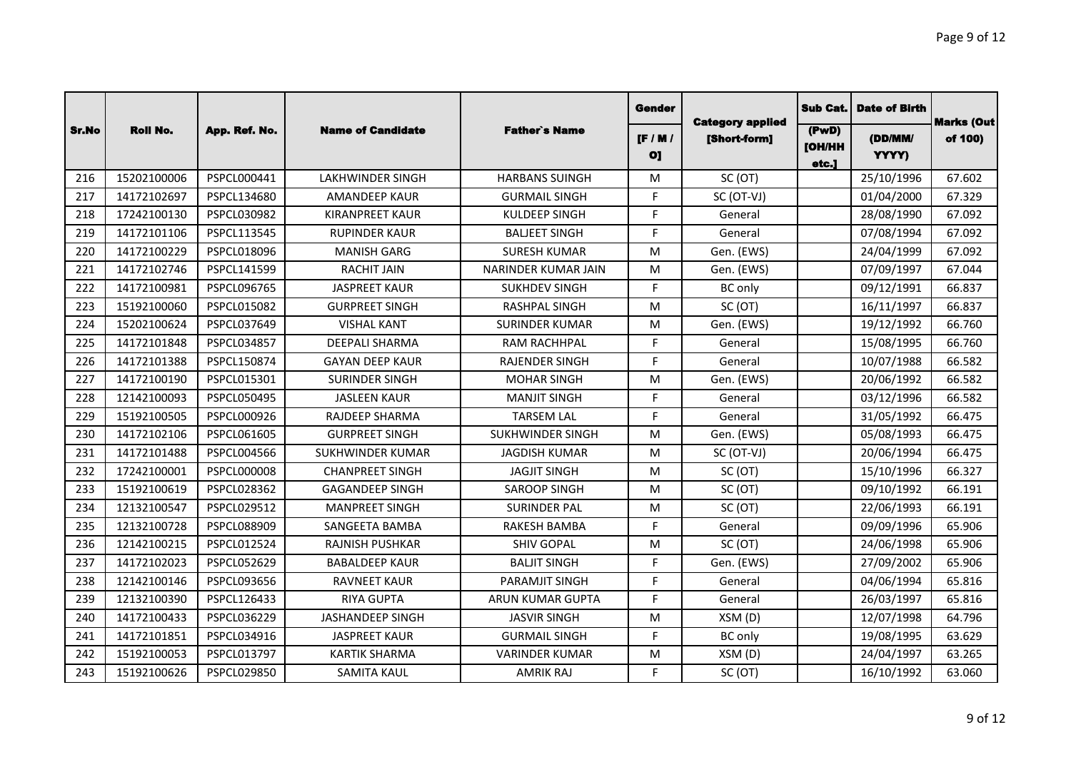| Sr.No | Roll No. | App. Ref. No. | Name of Candidate | Father`s Name | Gender | Category applied | Sub Cat. | Date of Birth | Marks (Out of 100) |
|---|---|---|---|---|---|---|---|---|---|
| | | | | | [F / M / O] | [Short-form] | (PwD) [OH/HH etc.] | (DD/MM/ YYYY) | |
| 216 | 15202100006 | PSPCL000441 | LAKHWINDER SINGH | HARBANS SUINGH | M | SC (OT) | | 25/10/1996 | 67.602 |
| 217 | 14172102697 | PSPCL134680 | AMANDEEP KAUR | GURMAIL SINGH | F | SC (OT-VJ) | | 01/04/2000 | 67.329 |
| 218 | 17242100130 | PSPCL030982 | KIRANPREET KAUR | KULDEEP SINGH | F | General | | 28/08/1990 | 67.092 |
| 219 | 14172101106 | PSPCL113545 | RUPINDER KAUR | BALJEET SINGH | F | General | | 07/08/1994 | 67.092 |
| 220 | 14172100229 | PSPCL018096 | MANISH GARG | SURESH KUMAR | M | Gen. (EWS) | | 24/04/1999 | 67.092 |
| 221 | 14172102746 | PSPCL141599 | RACHIT JAIN | NARINDER KUMAR JAIN | M | Gen. (EWS) | | 07/09/1997 | 67.044 |
| 222 | 14172100981 | PSPCL096765 | JASPREET KAUR | SUKHDEV SINGH | F | BC only | | 09/12/1991 | 66.837 |
| 223 | 15192100060 | PSPCL015082 | GURPREET SINGH | RASHPAL SINGH | M | SC (OT) | | 16/11/1997 | 66.837 |
| 224 | 15202100624 | PSPCL037649 | VISHAL KANT | SURINDER KUMAR | M | Gen. (EWS) | | 19/12/1992 | 66.760 |
| 225 | 14172101848 | PSPCL034857 | DEEPALI SHARMA | RAM RACHHPAL | F | General | | 15/08/1995 | 66.760 |
| 226 | 14172101388 | PSPCL150874 | GAYAN DEEP KAUR | RAJENDER SINGH | F | General | | 10/07/1988 | 66.582 |
| 227 | 14172100190 | PSPCL015301 | SURINDER SINGH | MOHAR SINGH | M | Gen. (EWS) | | 20/06/1992 | 66.582 |
| 228 | 12142100093 | PSPCL050495 | JASLEEN KAUR | MANJIT SINGH | F | General | | 03/12/1996 | 66.582 |
| 229 | 15192100505 | PSPCL000926 | RAJDEEP SHARMA | TARSEM LAL | F | General | | 31/05/1992 | 66.475 |
| 230 | 14172102106 | PSPCL061605 | GURPREET SINGH | SUKHWINDER SINGH | M | Gen. (EWS) | | 05/08/1993 | 66.475 |
| 231 | 14172101488 | PSPCL004566 | SUKHWINDER KUMAR | JAGDISH KUMAR | M | SC (OT-VJ) | | 20/06/1994 | 66.475 |
| 232 | 17242100001 | PSPCL000008 | CHANPREET SINGH | JAGJIT SINGH | M | SC (OT) | | 15/10/1996 | 66.327 |
| 233 | 15192100619 | PSPCL028362 | GAGANDEEP SINGH | SAROOP SINGH | M | SC (OT) | | 09/10/1992 | 66.191 |
| 234 | 12132100547 | PSPCL029512 | MANPREET SINGH | SURINDER PAL | M | SC (OT) | | 22/06/1993 | 66.191 |
| 235 | 12132100728 | PSPCL088909 | SANGEETA BAMBA | RAKESH BAMBA | F | General | | 09/09/1996 | 65.906 |
| 236 | 12142100215 | PSPCL012524 | RAJNISH PUSHKAR | SHIV GOPAL | M | SC (OT) | | 24/06/1998 | 65.906 |
| 237 | 14172102023 | PSPCL052629 | BABALDEEP KAUR | BALJIT SINGH | F | Gen. (EWS) | | 27/09/2002 | 65.906 |
| 238 | 12142100146 | PSPCL093656 | RAVNEET KAUR | PARAMJIT SINGH | F | General | | 04/06/1994 | 65.816 |
| 239 | 12132100390 | PSPCL126433 | RIYA GUPTA | ARUN KUMAR GUPTA | F | General | | 26/03/1997 | 65.816 |
| 240 | 14172100433 | PSPCL036229 | JASHANDEEP SINGH | JASVIR SINGH | M | XSM (D) | | 12/07/1998 | 64.796 |
| 241 | 14172101851 | PSPCL034916 | JASPREET KAUR | GURMAIL SINGH | F | BC only | | 19/08/1995 | 63.629 |
| 242 | 15192100053 | PSPCL013797 | KARTIK SHARMA | VARINDER KUMAR | M | XSM (D) | | 24/04/1997 | 63.265 |
| 243 | 15192100626 | PSPCL029850 | SAMITA KAUL | AMRIK RAJ | F | SC (OT) | | 16/10/1992 | 63.060 |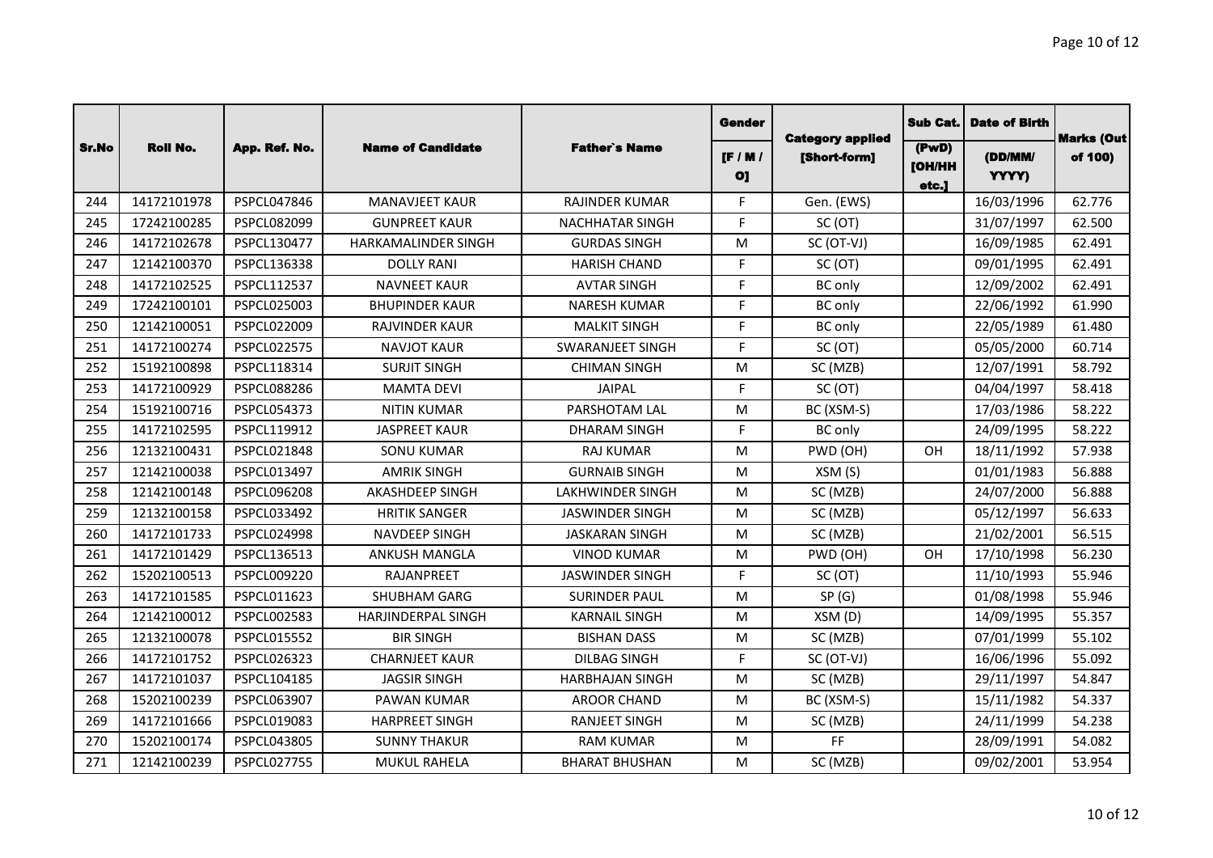| Sr.No | Roll No. | App. Ref. No. | Name of Candidate | Father`s Name | Gender | Category applied | Sub Cat. | Date of Birth | Marks (Out of 100) |
|---|---|---|---|---|---|---|---|---|---|
| | | | | | [F / M / O] | [Short-form] | (PwD) [OH/HH etc.] | (DD/MM/ YYYY) | |
| 244 | 14172101978 | PSPCL047846 | MANAVJEET KAUR | RAJINDER KUMAR | F | Gen. (EWS) | | 16/03/1996 | 62.776 |
| 245 | 17242100285 | PSPCL082099 | GUNPREET KAUR | NACHHATAR SINGH | F | SC (OT) | | 31/07/1997 | 62.500 |
| 246 | 14172102678 | PSPCL130477 | HARKAMALINDER SINGH | GURDAS SINGH | M | SC (OT-VJ) | | 16/09/1985 | 62.491 |
| 247 | 12142100370 | PSPCL136338 | DOLLY RANI | HARISH CHAND | F | SC (OT) | | 09/01/1995 | 62.491 |
| 248 | 14172102525 | PSPCL112537 | NAVNEET KAUR | AVTAR SINGH | F | BC only | | 12/09/2002 | 62.491 |
| 249 | 17242100101 | PSPCL025003 | BHUPINDER KAUR | NARESH KUMAR | F | BC only | | 22/06/1992 | 61.990 |
| 250 | 12142100051 | PSPCL022009 | RAJVINDER KAUR | MALKIT SINGH | F | BC only | | 22/05/1989 | 61.480 |
| 251 | 14172100274 | PSPCL022575 | NAVJOT KAUR | SWARANJEET SINGH | F | SC (OT) | | 05/05/2000 | 60.714 |
| 252 | 15192100898 | PSPCL118314 | SURJIT SINGH | CHIMAN SINGH | M | SC (MZB) | | 12/07/1991 | 58.792 |
| 253 | 14172100929 | PSPCL088286 | MAMTA DEVI | JAIPAL | F | SC (OT) | | 04/04/1997 | 58.418 |
| 254 | 15192100716 | PSPCL054373 | NITIN KUMAR | PARSHOTAM LAL | M | BC (XSM-S) | | 17/03/1986 | 58.222 |
| 255 | 14172102595 | PSPCL119912 | JASPREET KAUR | DHARAM SINGH | F | BC only | | 24/09/1995 | 58.222 |
| 256 | 12132100431 | PSPCL021848 | SONU KUMAR | RAJ KUMAR | M | PWD (OH) | OH | 18/11/1992 | 57.938 |
| 257 | 12142100038 | PSPCL013497 | AMRIK SINGH | GURNAIB SINGH | M | XSM (S) | | 01/01/1983 | 56.888 |
| 258 | 12142100148 | PSPCL096208 | AKASHDEEP SINGH | LAKHWINDER SINGH | M | SC (MZB) | | 24/07/2000 | 56.888 |
| 259 | 12132100158 | PSPCL033492 | HRITIK SANGER | JASWINDER SINGH | M | SC (MZB) | | 05/12/1997 | 56.633 |
| 260 | 14172101733 | PSPCL024998 | NAVDEEP SINGH | JASKARAN SINGH | M | SC (MZB) | | 21/02/2001 | 56.515 |
| 261 | 14172101429 | PSPCL136513 | ANKUSH MANGLA | VINOD KUMAR | M | PWD (OH) | OH | 17/10/1998 | 56.230 |
| 262 | 15202100513 | PSPCL009220 | RAJANPREET | JASWINDER SINGH | F | SC (OT) | | 11/10/1993 | 55.946 |
| 263 | 14172101585 | PSPCL011623 | SHUBHAM GARG | SURINDER PAUL | M | SP (G) | | 01/08/1998 | 55.946 |
| 264 | 12142100012 | PSPCL002583 | HARJINDERPAL SINGH | KARNAIL SINGH | M | XSM (D) | | 14/09/1995 | 55.357 |
| 265 | 12132100078 | PSPCL015552 | BIR SINGH | BISHAN DASS | M | SC (MZB) | | 07/01/1999 | 55.102 |
| 266 | 14172101752 | PSPCL026323 | CHARNJEET KAUR | DILBAG SINGH | F | SC (OT-VJ) | | 16/06/1996 | 55.092 |
| 267 | 14172101037 | PSPCL104185 | JAGSIR SINGH | HARBHAJAN SINGH | M | SC (MZB) | | 29/11/1997 | 54.847 |
| 268 | 15202100239 | PSPCL063907 | PAWAN KUMAR | AROOR CHAND | M | BC (XSM-S) | | 15/11/1982 | 54.337 |
| 269 | 14172101666 | PSPCL019083 | HARPREET SINGH | RANJEET SINGH | M | SC (MZB) | | 24/11/1999 | 54.238 |
| 270 | 15202100174 | PSPCL043805 | SUNNY THAKUR | RAM KUMAR | M | FF | | 28/09/1991 | 54.082 |
| 271 | 12142100239 | PSPCL027755 | MUKUL RAHELA | BHARAT BHUSHAN | M | SC (MZB) | | 09/02/2001 | 53.954 |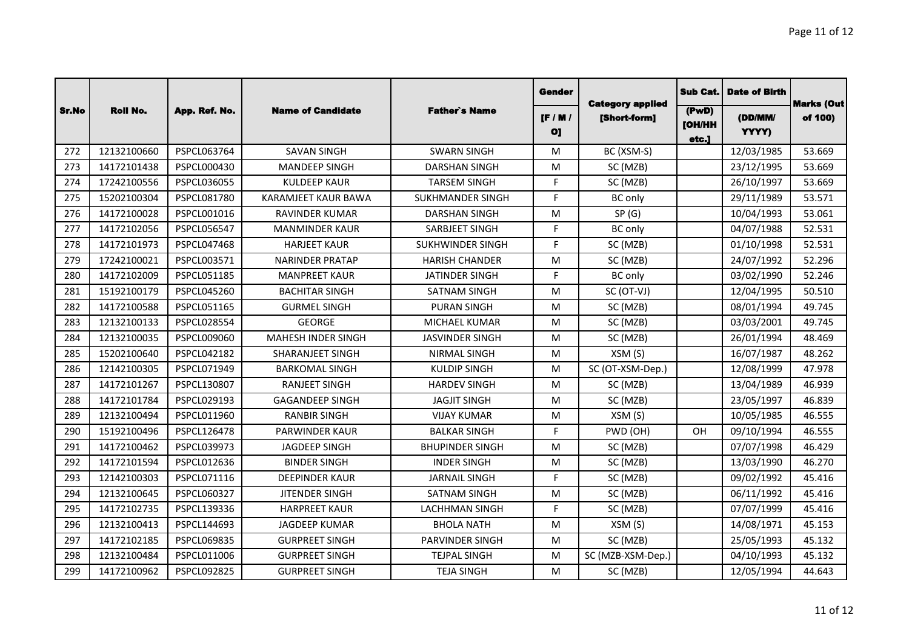| Sr.No | Roll No. | App. Ref. No. | Name of Candidate | Father`s Name | Gender | Category applied | Sub Cat. | Date of Birth | Marks (Out of 100) |
|---|---|---|---|---|---|---|---|---|---|
| | | | | | [F / M / O] | [Short-form] | (PwD) [OH/HH etc.] | (DD/MM/ YYYY) | |
| 272 | 12132100660 | PSPCL063764 | SAVAN SINGH | SWARN SINGH | M | BC (XSM-S) | | 12/03/1985 | 53.669 |
| 273 | 14172101438 | PSPCL000430 | MANDEEP SINGH | DARSHAN SINGH | M | SC (MZB) | | 23/12/1995 | 53.669 |
| 274 | 17242100556 | PSPCL036055 | KULDEEP KAUR | TARSEM SINGH | F | SC (MZB) | | 26/10/1997 | 53.669 |
| 275 | 15202100304 | PSPCL081780 | KARAMJEET KAUR BAWA | SUKHMANDER SINGH | F | BC only | | 29/11/1989 | 53.571 |
| 276 | 14172100028 | PSPCL001016 | RAVINDER KUMAR | DARSHAN SINGH | M | SP (G) | | 10/04/1993 | 53.061 |
| 277 | 14172102056 | PSPCL056547 | MANMINDER KAUR | SARBJEET SINGH | F | BC only | | 04/07/1988 | 52.531 |
| 278 | 14172101973 | PSPCL047468 | HARJEET KAUR | SUKHWINDER SINGH | F | SC (MZB) | | 01/10/1998 | 52.531 |
| 279 | 17242100021 | PSPCL003571 | NARINDER PRATAP | HARISH CHANDER | M | SC (MZB) | | 24/07/1992 | 52.296 |
| 280 | 14172102009 | PSPCL051185 | MANPREET KAUR | JATINDER SINGH | F | BC only | | 03/02/1990 | 52.246 |
| 281 | 15192100179 | PSPCL045260 | BACHITAR SINGH | SATNAM SINGH | M | SC (OT-VJ) | | 12/04/1995 | 50.510 |
| 282 | 14172100588 | PSPCL051165 | GURMEL SINGH | PURAN SINGH | M | SC (MZB) | | 08/01/1994 | 49.745 |
| 283 | 12132100133 | PSPCL028554 | GEORGE | MICHAEL KUMAR | M | SC (MZB) | | 03/03/2001 | 49.745 |
| 284 | 12132100035 | PSPCL009060 | MAHESH INDER SINGH | JASVINDER SINGH | M | SC (MZB) | | 26/01/1994 | 48.469 |
| 285 | 15202100640 | PSPCL042182 | SHARANJEET SINGH | NIRMAL SINGH | M | XSM (S) | | 16/07/1987 | 48.262 |
| 286 | 12142100305 | PSPCL071949 | BARKOMAL SINGH | KULDIP SINGH | M | SC (OT-XSM-Dep.) | | 12/08/1999 | 47.978 |
| 287 | 14172101267 | PSPCL130807 | RANJEET SINGH | HARDEV SINGH | M | SC (MZB) | | 13/04/1989 | 46.939 |
| 288 | 14172101784 | PSPCL029193 | GAGANDEEP SINGH | JAGJIT SINGH | M | SC (MZB) | | 23/05/1997 | 46.839 |
| 289 | 12132100494 | PSPCL011960 | RANBIR SINGH | VIJAY KUMAR | M | XSM (S) | | 10/05/1985 | 46.555 |
| 290 | 15192100496 | PSPCL126478 | PARWINDER KAUR | BALKAR SINGH | F | PWD (OH) | OH | 09/10/1994 | 46.555 |
| 291 | 14172100462 | PSPCL039973 | JAGDEEP SINGH | BHUPINDER SINGH | M | SC (MZB) | | 07/07/1998 | 46.429 |
| 292 | 14172101594 | PSPCL012636 | BINDER SINGH | INDER SINGH | M | SC (MZB) | | 13/03/1990 | 46.270 |
| 293 | 12142100303 | PSPCL071116 | DEEPINDER KAUR | JARNAIL SINGH | F | SC (MZB) | | 09/02/1992 | 45.416 |
| 294 | 12132100645 | PSPCL060327 | JITENDER SINGH | SATNAM SINGH | M | SC (MZB) | | 06/11/1992 | 45.416 |
| 295 | 14172102735 | PSPCL139336 | HARPREET KAUR | LACHHMAN SINGH | F | SC (MZB) | | 07/07/1999 | 45.416 |
| 296 | 12132100413 | PSPCL144693 | JAGDEEP KUMAR | BHOLA NATH | M | XSM (S) | | 14/08/1971 | 45.153 |
| 297 | 14172102185 | PSPCL069835 | GURPREET SINGH | PARVINDER SINGH | M | SC (MZB) | | 25/05/1993 | 45.132 |
| 298 | 12132100484 | PSPCL011006 | GURPREET SINGH | TEJPAL SINGH | M | SC (MZB-XSM-Dep.) | | 04/10/1993 | 45.132 |
| 299 | 14172100962 | PSPCL092825 | GURPREET SINGH | TEJA SINGH | M | SC (MZB) | | 12/05/1994 | 44.643 |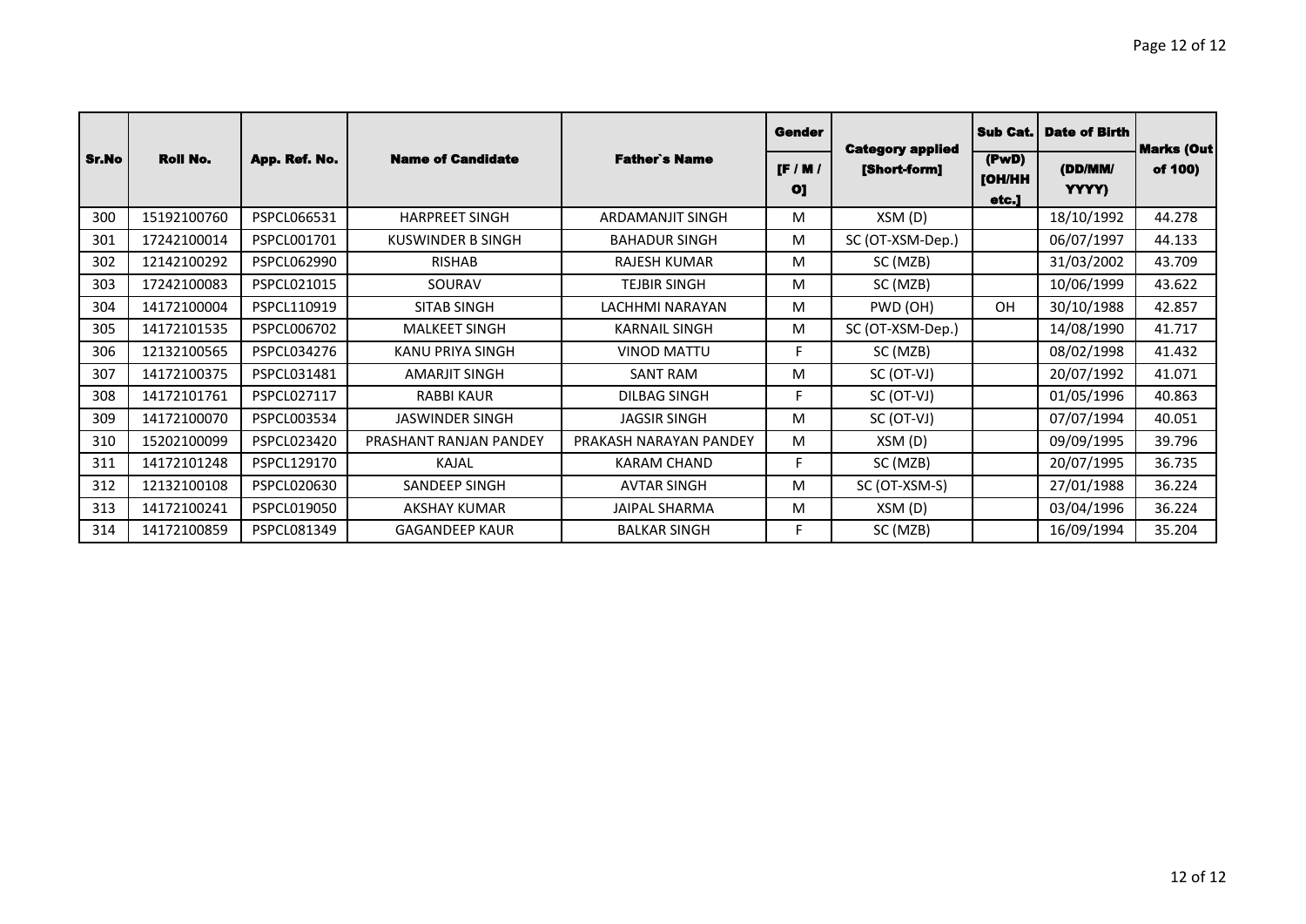| Sr.No | Roll No. | App. Ref. No. | Name of Candidate | Father`s Name | Gender | Category applied | Sub Cat. | Date of Birth | Marks (Out of 100) |
|---|---|---|---|---|---|---|---|---|---|
| | | | | | [F / M / O] | [Short-form] | (PwD) [OH/HH etc.] | (DD/MM/ YYYY) | |
| 300 | 15192100760 | PSPCL066531 | HARPREET SINGH | ARDAMANJIT SINGH | M | XSM (D) | | 18/10/1992 | 44.278 |
| 301 | 17242100014 | PSPCL001701 | KUSWINDER B SINGH | BAHADUR SINGH | M | SC (OT-XSM-Dep.) | | 06/07/1997 | 44.133 |
| 302 | 12142100292 | PSPCL062990 | RISHAB | RAJESH KUMAR | M | SC (MZB) | | 31/03/2002 | 43.709 |
| 303 | 17242100083 | PSPCL021015 | SOURAV | TEJBIR SINGH | M | SC (MZB) | | 10/06/1999 | 43.622 |
| 304 | 14172100004 | PSPCL110919 | SITAB SINGH | LACHHMI NARAYAN | M | PWD (OH) | OH | 30/10/1988 | 42.857 |
| 305 | 14172101535 | PSPCL006702 | MALKEET SINGH | KARNAIL SINGH | M | SC (OT-XSM-Dep.) | | 14/08/1990 | 41.717 |
| 306 | 12132100565 | PSPCL034276 | KANU PRIYA SINGH | VINOD MATTU | F | SC (MZB) | | 08/02/1998 | 41.432 |
| 307 | 14172100375 | PSPCL031481 | AMARJIT SINGH | SANT RAM | M | SC (OT-VJ) | | 20/07/1992 | 41.071 |
| 308 | 14172101761 | PSPCL027117 | RABBI KAUR | DILBAG SINGH | F | SC (OT-VJ) | | 01/05/1996 | 40.863 |
| 309 | 14172100070 | PSPCL003534 | JASWINDER SINGH | JAGSIR SINGH | M | SC (OT-VJ) | | 07/07/1994 | 40.051 |
| 310 | 15202100099 | PSPCL023420 | PRASHANT RANJAN PANDEY | PRAKASH NARAYAN PANDEY | M | XSM (D) | | 09/09/1995 | 39.796 |
| 311 | 14172101248 | PSPCL129170 | KAJAL | KARAM CHAND | F | SC (MZB) | | 20/07/1995 | 36.735 |
| 312 | 12132100108 | PSPCL020630 | SANDEEP SINGH | AVTAR SINGH | M | SC (OT-XSM-S) | | 27/01/1988 | 36.224 |
| 313 | 14172100241 | PSPCL019050 | AKSHAY KUMAR | JAIPAL SHARMA | M | XSM (D) | | 03/04/1996 | 36.224 |
| 314 | 14172100859 | PSPCL081349 | GAGANDEEP KAUR | BALKAR SINGH | F | SC (MZB) | | 16/09/1994 | 35.204 |